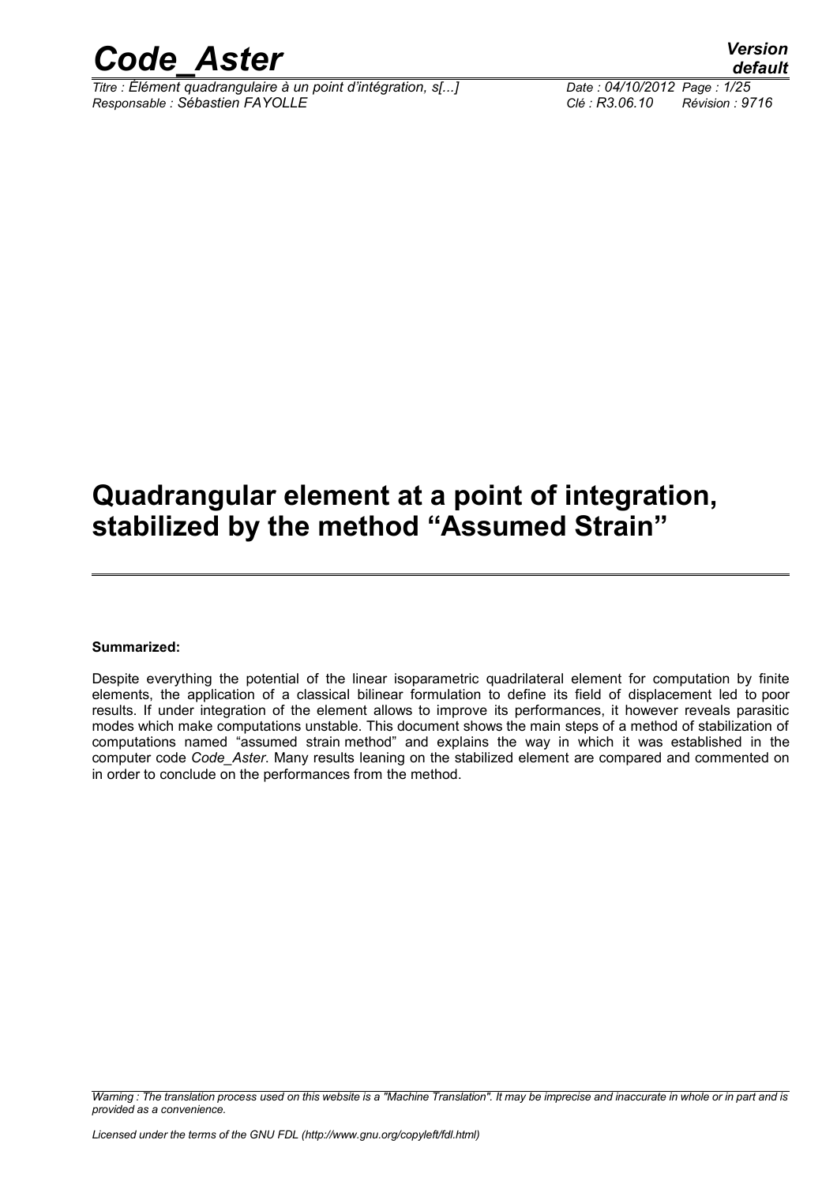# Quadrangular element at a point of integration, stabilized by the method “Assumed Strain”

**Summarized:**

Despite everything the potential of the linear isoparametric quadrilateral element for computation by finite elements, the application of a classical bilinear formulation to define its field of displacement led to poor results. If under integration of the element allows to improve its performances, it however reveals parasitic modes which make computations unstable. This document shows the main steps of a method of stabilization of computations named “assumed strain method” and explains the way in which it was established in the computer code *Code_Aster*. Many results leaning on the stabilized element are compared and commented on in order to conclude on the performances from the method.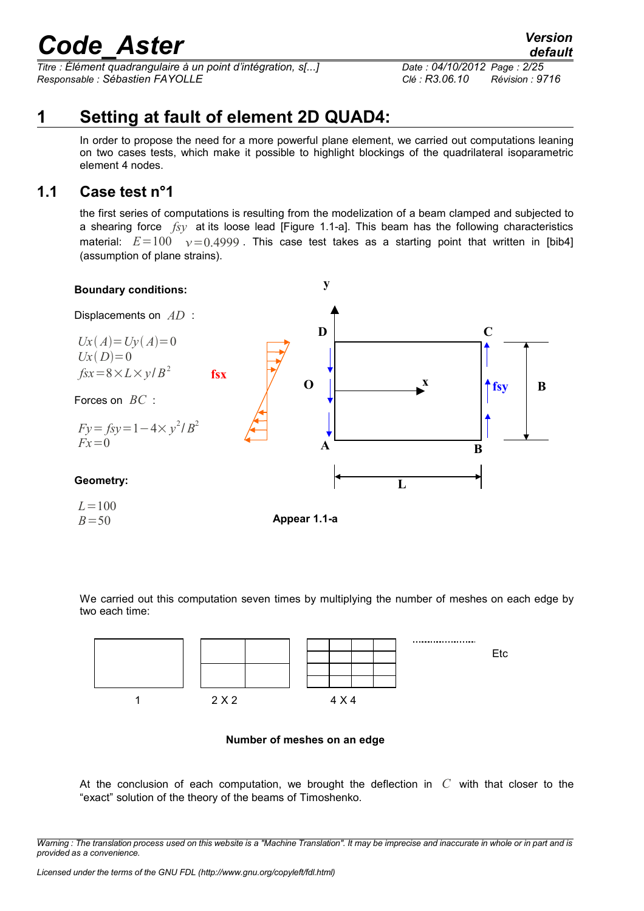# 1 Setting at fault of element 2D QUAD4:

In order to propose the need for a more powerful plane element, we carried out computations leaning on two cases tests, which make it possible to highlight blockings of the quadrilateral isoparametric element 4 nodes.

## 1.1 Case test n°1

the first series of computations is resulting from the modelization of a beam clamped and subjected to a shearing force $fsy$ at its loose lead [Figure 1.1-a]. This beam has the following characteristics material: $E=100$ $\nu=0.4999$. This case test takes as a starting point that written in [bib4] (assumption of plane strains).

**Boundary conditions:**

Displacements on $AD$ :

$$Ux(A)=Uy(A)=0$$
$$Ux(D)=0$$
$$fsx=8\times L\times y/B^2$$

Forces on $BC$ :

$$Fy=fsy=1-4\times y^2/B^2$$
$$Fx=0$$

**Geometry:**

$$L=100$$
$$B=50$$

**Appear 1.1-a**

We carried out this computation seven times by multiplying the number of meshes on each edge by two each time:

1 2 X 2 4 X 4 Etc

**Number of meshes on an edge**

At the conclusion of each computation, we brought the deflection in $C$ with that closer to the "exact" solution of the theory of the beams of Timoshenko.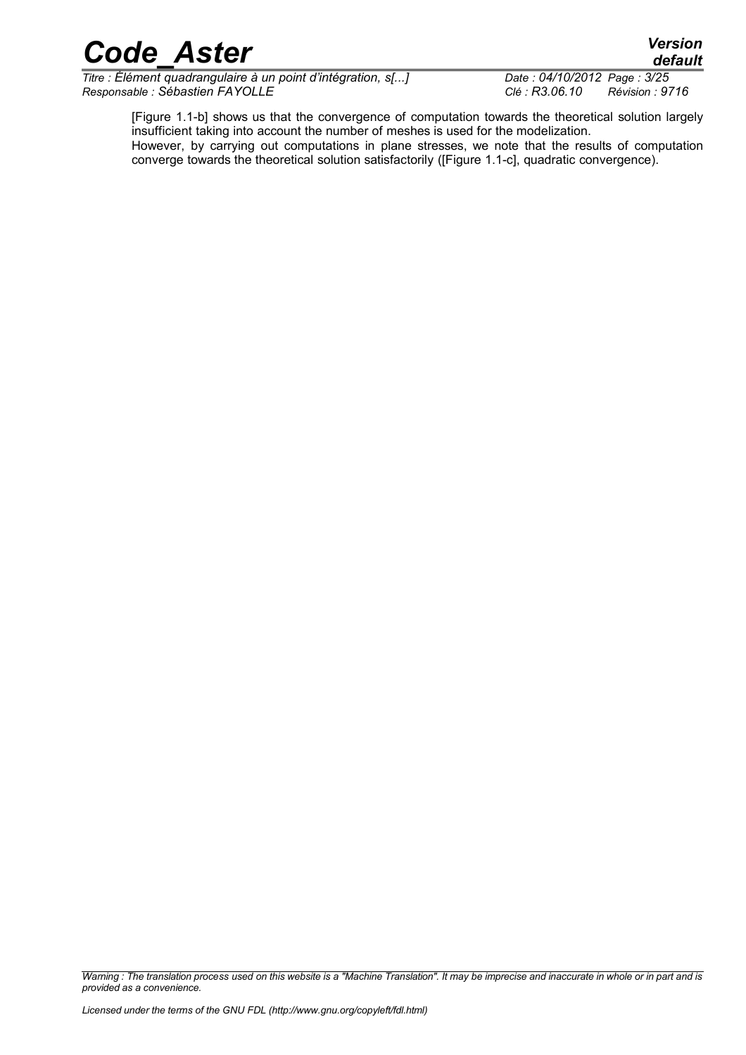[Figure 1.1-b] shows us that the convergence of computation towards the theoretical solution largely insufficient taking into account the number of meshes is used for the modelization.
However, by carrying out computations in plane stresses, we note that the results of computation converge towards the theoretical solution satisfactorily ([Figure 1.1-c], quadratic convergence).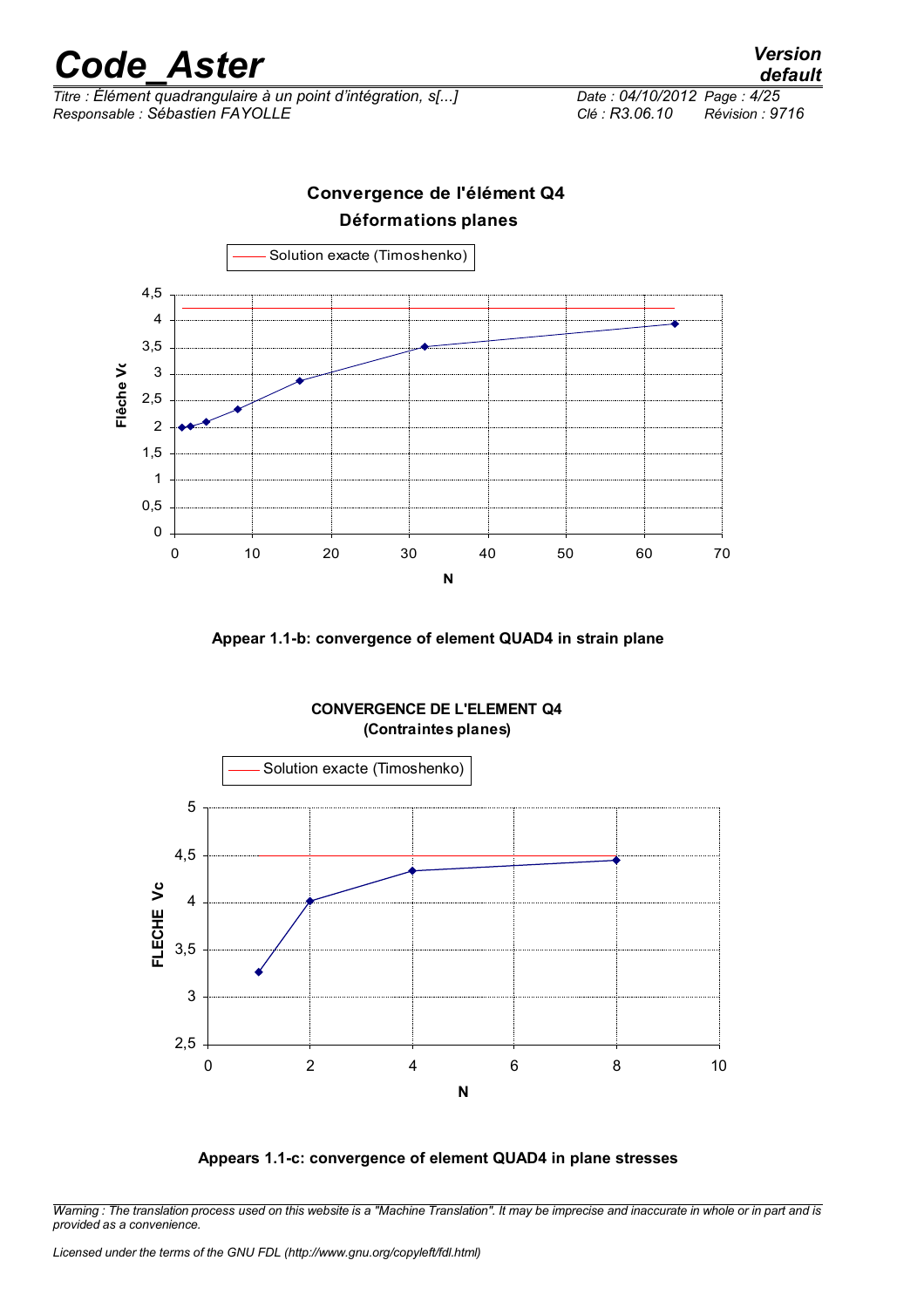**Convergence de l'élément Q4**

**Déformations planes**

Solution exacte (Timoshenko)

Appear 1.1-b: convergence of element QUAD4 in strain plane

**CONVERGENCE DE L'ELEMENT Q4**

**(Contraintes planes)**

Solution exacte (Timoshenko)

Appears 1.1-c: convergence of element QUAD4 in plane stresses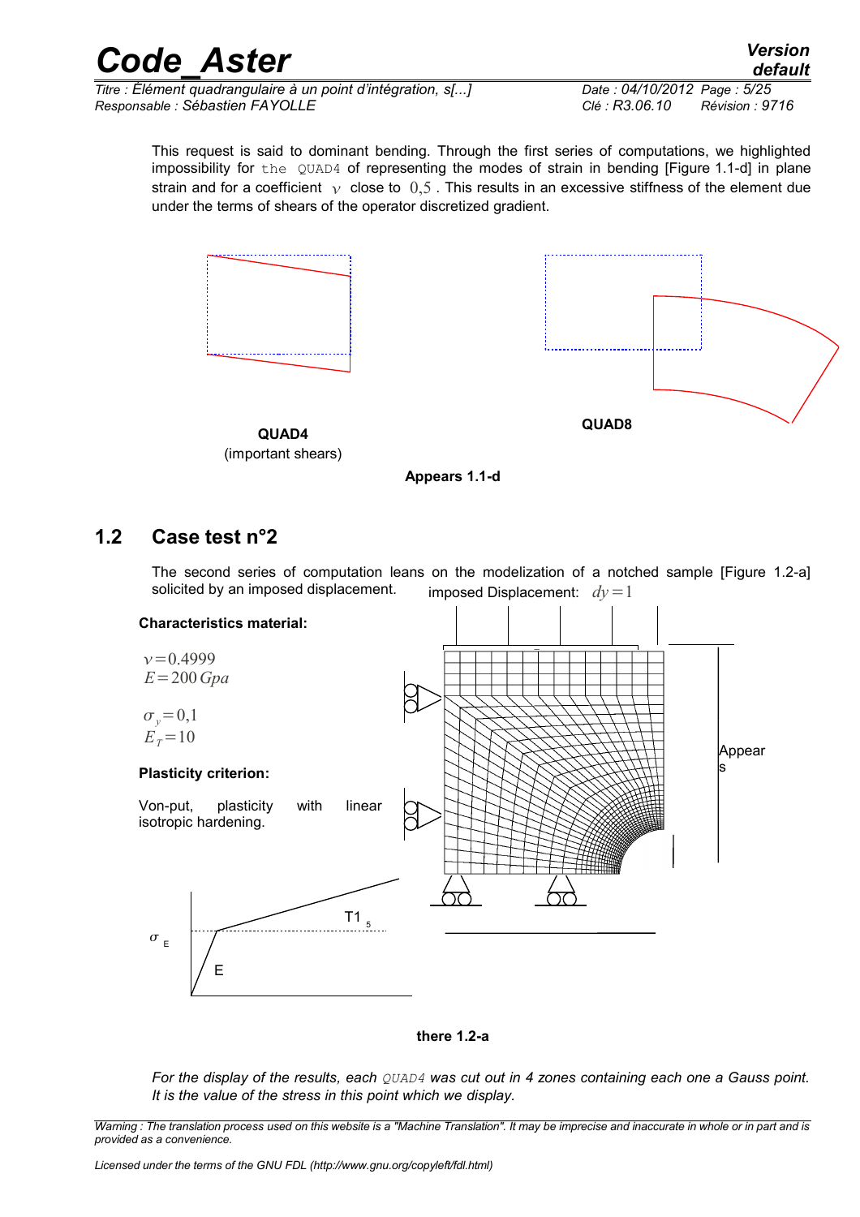This request is said to dominant bending. Through the first series of computations, we highlighted impossibility for the `QUAD4` of representing the modes of strain in bending [Figure 1.1-d] in plane strain and for a coefficient $\nu$ close to $0{,}5$. This results in an excessive stiffness of the element due under the terms of shears of the operator discretized gradient.

**QUAD4**
(important shears)

**QUAD8**

**Appears 1.1-d**

## 1.2 Case test n°2

The second series of computation leans on the modelization of a notched sample [Figure 1.2-a] solicited by an imposed displacement.

imposed Displacement: $dy=1$

**Characteristics material:**

$\nu=0.4999$
$E=200\,Gpa$

$\sigma_y=0{,}1$
$E_T=10$

**Plasticity criterion:**

Von-put, plasticity with linear isotropic hardening.

$\sigma_E$

T1 5

E

Appear s

**there 1.2-a**

*For the display of the results, each `QUAD4` was cut out in 4 zones containing each one a Gauss point. It is the value of the stress in this point which we display.*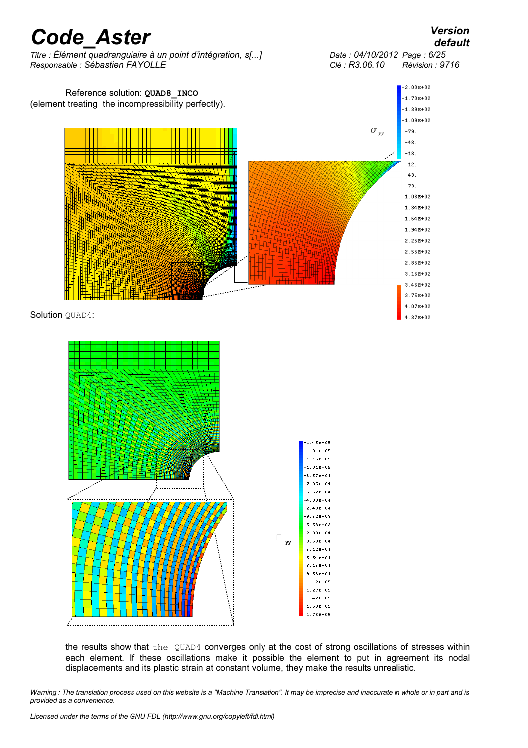Reference solution: **QUAD8_INCO** (element treating the incompressibility perfectly).

Solution `QUAD4`:

the results show that the `QUAD4` converges only at the cost of strong oscillations of stresses within each element. If these oscillations make it possible the element to put in agreement its nodal displacements and its plastic strain at constant volume, they make the results unrealistic.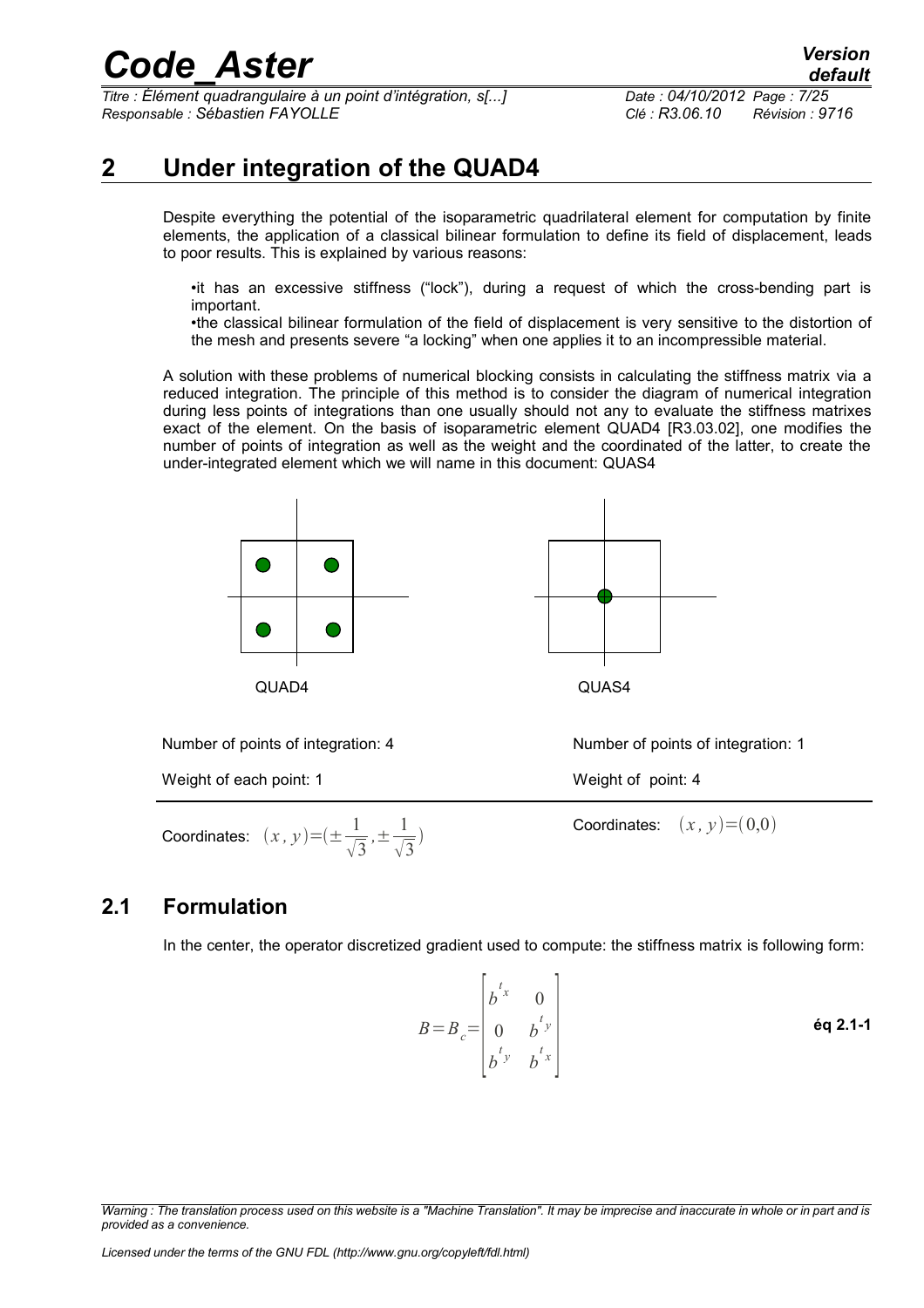# 2 Under integration of the QUAD4

Despite everything the potential of the isoparametric quadrilateral element for computation by finite elements, the application of a classical bilinear formulation to define its field of displacement, leads to poor results. This is explained by various reasons:

- it has an excessive stiffness ("lock"), during a request of which the cross-bending part is important.
- the classical bilinear formulation of the field of displacement is very sensitive to the distortion of the mesh and presents severe "a locking" when one applies it to an incompressible material.

A solution with these problems of numerical blocking consists in calculating the stiffness matrix via a reduced integration. The principle of this method is to consider the diagram of numerical integration during less points of integrations than one usually should not any to evaluate the stiffness matrixes exact of the element. On the basis of isoparametric element QUAD4 [R3.03.02], one modifies the number of points of integration as well as the weight and the coordinated of the latter, to create the under-integrated element which we will name in this document: QUAS4

| QUAD4 | QUAS4 |
|---|---|
| Number of points of integration: 4 | Number of points of integration: 1 |
| Weight of each point: 1 | Weight of point: 4 |
| Coordinates: $(x, y)=(\pm\frac{1}{\sqrt{3}}, \pm\frac{1}{\sqrt{3}})$ | Coordinates: $(x, y)=(0,0)$ |

## 2.1 Formulation

In the center, the operator discretized gradient used to compute: the stiffness matrix is following form:

$$B=B_c=\begin{bmatrix} b^{t_x} & 0 \\ 0 & b^{t_y} \\ b^{t_y} & b^{t_x} \end{bmatrix} \qquad \text{éq 2.1-1}$$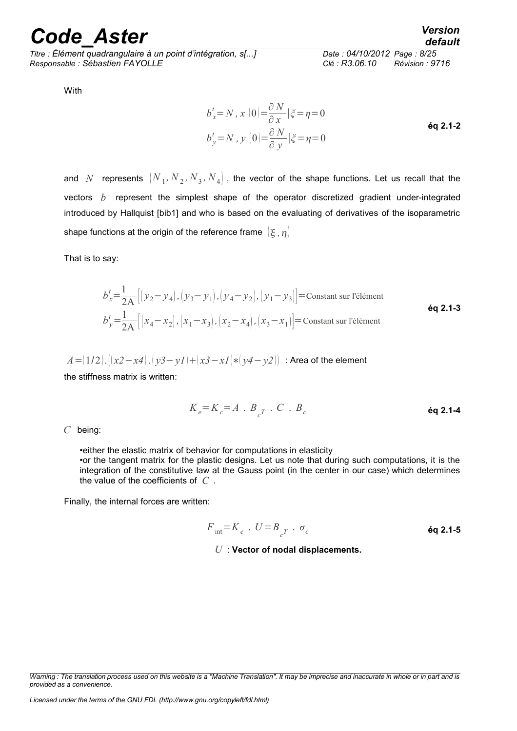With

$$b_x^t = N,x\,(0) = \frac{\partial N}{\partial x}|\xi = \eta = 0$$

$$b_y^t = N,y\,(0) = \frac{\partial N}{\partial y}|\xi = \eta = 0 \qquad \textbf{éq 2.1-2}$$

and $N$ represents $(N_1, N_2, N_3, N_4)$, the vector of the shape functions. Let us recall that the vectors $b$ represent the simplest shape of the operator discretized gradient under-integrated introduced by Hallquist [bib1] and who is based on the evaluating of derivatives of the isoparametric shape functions at the origin of the reference frame $(\xi, \eta)$

That is to say:

$$b_x^t = \frac{1}{2A}\left[(y_2 - y_4), (y_3 - y_1), (y_4 - y_2), (y_1 - y_3)\right] = \text{Constant sur l'élément}$$

$$b_y^t = \frac{1}{2A}\left[(x_4 - x_2), (x_1 - x_3), (x_2 - x_4), (x_3 - x_1)\right] = \text{Constant sur l'élément} \qquad \textbf{éq 2.1-3}$$

$A = (1/2).((x2 - x4).(y3 - y1) + (x3 - x1) * (y4 - y2))$ : Area of the element

the stiffness matrix is written:

$$K_e = K_c = A \;.\; B_{c^T} \;.\; C \;.\; B_c \qquad \textbf{éq 2.1-4}$$

$C$ being:

- either the elastic matrix of behavior for computations in elasticity
- or the tangent matrix for the plastic designs. Let us note that during such computations, it is the integration of the constitutive law at the Gauss point (in the center in our case) which determines the value of the coefficients of $C$.

Finally, the internal forces are written:

$$F_{\text{int}} = K_e \;.\; U = B_{c^T} \;.\; \sigma_c \qquad \textbf{éq 2.1-5}$$

$U$ : **Vector of nodal displacements.**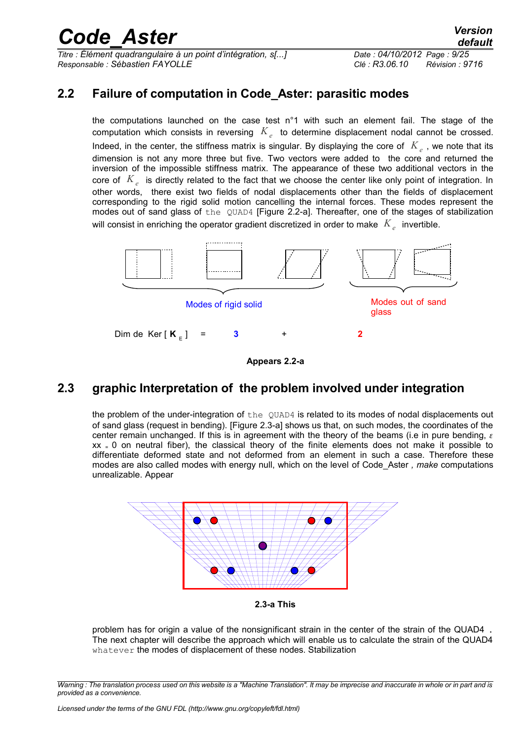## 2.2 Failure of computation in Code_Aster: parasitic modes

the computations launched on the case test n°1 with such an element fail. The stage of the computation which consists in reversing $K_e$ to determine displacement nodal cannot be crossed. Indeed, in the center, the stiffness matrix is singular. By displaying the core of $K_e$, we note that its dimension is not any more three but five. Two vectors were added to the core and returned the inversion of the impossible stiffness matrix. The appearance of these two additional vectors in the core of $K_e$ is directly related to the fact that we choose the center like only point of integration. In other words, there exist two fields of nodal displacements other than the fields of displacement corresponding to the rigid solid motion cancelling the internal forces. These modes represent the modes out of sand glass of the QUAD4 [Figure 2.2-a]. Thereafter, one of the stages of stabilization will consist in enriching the operator gradient discretized in order to make $K_e$ invertible.

Modes of rigid solid

Modes out of sand glass

Dim de Ker [ $\mathbf{K}_E$ ] = **3** + **2**

**Appears 2.2-a**

## 2.3 graphic Interpretation of the problem involved under integration

the problem of the under-integration of the QUAD4 is related to its modes of nodal displacements out of sand glass (request in bending). [Figure 2.3-a] shows us that, on such modes, the coordinates of the center remain unchanged. If this is in agreement with the theory of the beams (i.e in pure bending, $\varepsilon_{xx} = 0$ on neutral fiber), the classical theory of the finite elements does not make it possible to differentiate deformed state and not deformed from an element in such a case. Therefore these modes are also called modes with energy null, which on the level of Code_Aster *, make* computations unrealizable. Appear

**2.3-a This**

problem has for origin a value of the nonsignificant strain in the center of the strain of the QUAD4 . The next chapter will describe the approach which will enable us to calculate the strain of the QUAD4 whatever the modes of displacement of these nodes. Stabilization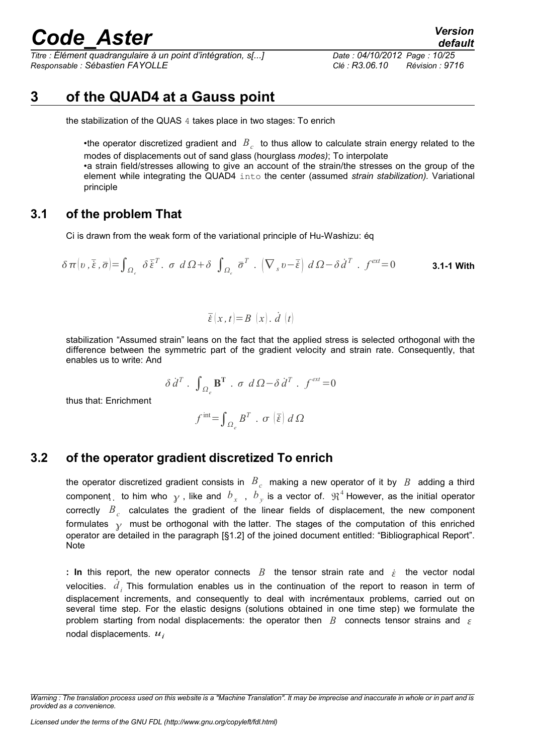## 3 of the QUAD4 at a Gauss point

the stabilization of the QUAS 4 takes place in two stages: To enrich

- the operator discretized gradient and $B_c$ to thus allow to calculate strain energy related to the modes of displacements out of sand glass (hourglass *modes)*; To interpolate
- a strain field/stresses allowing to give an account of the strain/the stresses on the group of the element while integrating the QUAD4 into the center (assumed *strain stabilization).* Variational principle

### 3.1 of the problem That

Ci is drawn from the weak form of the variational principle of Hu-Washizu: éq

$$\delta \pi(\upsilon, \bar{\bar{\varepsilon}}, \bar{\sigma}) = \int_{\Omega_e} \delta \bar{\bar{\varepsilon}}^T . \ \sigma \ d\Omega + \delta \int_{\Omega_e} \bar{\sigma}^T . \left(\nabla_s \upsilon - \bar{\bar{\varepsilon}}\right) d\Omega - \delta \dot{d}^T . \ f^{ext} = 0 \quad \textbf{3.1-1 With}$$

$$\bar{\bar{\varepsilon}}(x,t) = B\ (x).\ \dot{d}\ (t)$$

stabilization "Assumed strain" leans on the fact that the applied stress is selected orthogonal with the difference between the symmetric part of the gradient velocity and strain rate. Consequently, that enables us to write: And

$$\delta \dot{d}^T . \int_{\Omega_e} \mathbf{B^T} . \ \sigma \ d\Omega - \delta \dot{d}^T . \ f^{ext} = 0$$

thus that: Enrichment

$$f^{\text{int}} = \int_{\Omega_e} B^T . \ \sigma\left(\bar{\bar{\varepsilon}}\right) d\Omega$$

### 3.2 of the operator gradient discretized To enrich

the operator discretized gradient consists in $B_c$ making a new operator of it by $B$ adding a third component. to him who $\gamma$, like and $b_x$, $b_y$ is a vector of. $\Re^4$ However, as the initial operator correctly $B_c$ calculates the gradient of the linear fields of displacement, the new component formulates $\gamma$ must be orthogonal with the latter. The stages of the computation of this enriched operator are detailed in the paragraph [§1.2] of the joined document entitled: "Bibliographical Report". Note

**: In** this report, the new operator connects $B$ the tensor strain rate and $\dot{\varepsilon}$ the vector nodal velocities. $\dot{d}_i$ This formulation enables us in the continuation of the report to reason in term of displacement increments, and consequently to deal with incrémentaux problems, carried out on several time step. For the elastic designs (solutions obtained in one time step) we formulate the problem starting from nodal displacements: the operator then $B$ connects tensor strains and $\varepsilon$ nodal displacements. $u_i$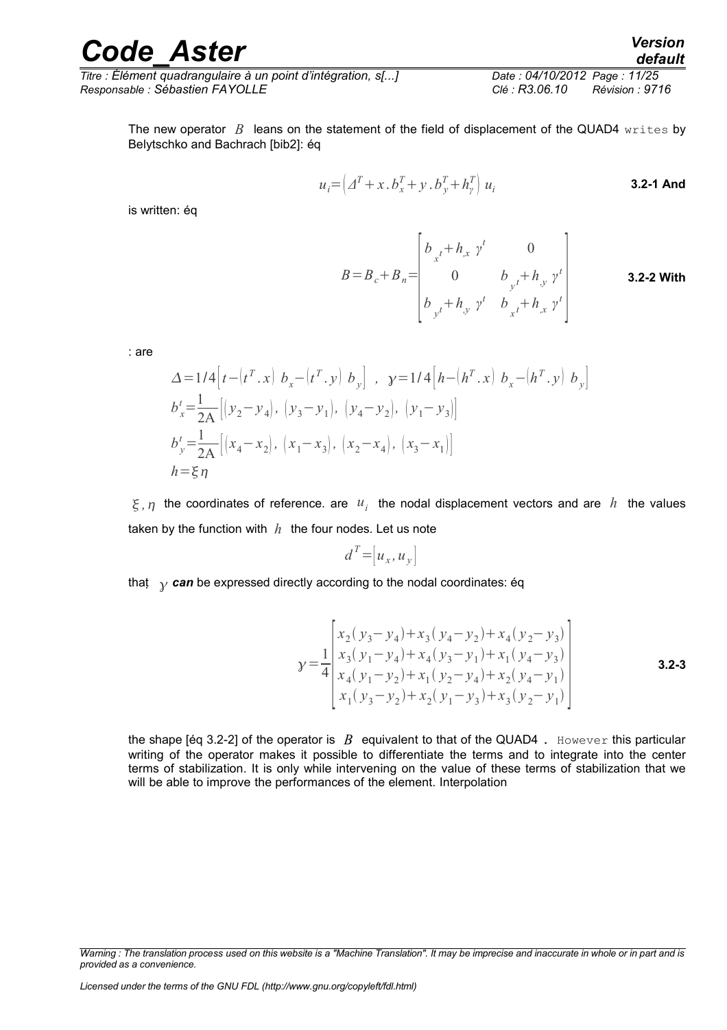The new operator $B$ leans on the statement of the field of displacement of the QUAD4 writes by Belytschko and Bachrach [bib2]: éq

$$u_i = \left( \Delta^T + x . b_x^T + y . b_y^T + h_y^T \right) u_i \qquad \textbf{3.2-1 And}$$

is written: éq

$$B = B_c + B_n = \begin{bmatrix} b_{x^t} + h_{,x}\ \gamma^t & 0 \\ 0 & b_{y^t} + h_{,y}\ \gamma^t \\ b_{y^t} + h_{,y}\ \gamma^t & b_{x^t} + h_{,x}\ \gamma^t \end{bmatrix} \qquad \textbf{3.2-2 With}$$

: are

$$\Delta = 1/4 \left[ t - \left( t^T . x \right) b_x - \left( t^T . y \right) b_y \right] \ , \ \ \gamma = 1/4 \left[ h - \left( h^T . x \right) b_x - \left( h^T . y \right) b_y \right]$$

$$b_x^t = \frac{1}{2\mathrm{A}} \left[ \left( y_2 - y_4 \right), \left( y_3 - y_1 \right), \left( y_4 - y_2 \right), \left( y_1 - y_3 \right) \right]$$

$$b_y^t = \frac{1}{2\mathrm{A}} \left[ \left( x_4 - x_2 \right), \left( x_1 - x_3 \right), \left( x_2 - x_4 \right), \left( x_3 - x_1 \right) \right]$$

$$h = \xi \eta$$

$\xi, \eta$ the coordinates of reference. are $u_i$ the nodal displacement vectors and are $h$ the values taken by the function with $h$ the four nodes. Let us note

$$d^T = \left[ u_x, u_y \right]$$

that $\gamma$ ***can*** be expressed directly according to the nodal coordinates: éq

$$\gamma = \frac{1}{4} \begin{bmatrix} x_2 ( y_3 - y_4 ) + x_3 ( y_4 - y_2 ) + x_4 ( y_2 - y_3 ) \\ x_3 ( y_1 - y_4 ) + x_4 ( y_3 - y_1 ) + x_1 ( y_4 - y_3 ) \\ x_4 ( y_1 - y_2 ) + x_1 ( y_2 - y_4 ) + x_2 ( y_4 - y_1 ) \\ x_1 ( y_3 - y_2 ) + x_2 ( y_1 - y_3 ) + x_3 ( y_2 - y_1 ) \end{bmatrix} \qquad \textbf{3.2-3}$$

the shape [éq 3.2-2] of the operator is $B$ equivalent to that of the QUAD4 . However this particular writing of the operator makes it possible to differentiate the terms and to integrate into the center terms of stabilization. It is only while intervening on the value of these terms of stabilization that we will be able to improve the performances of the element. Interpolation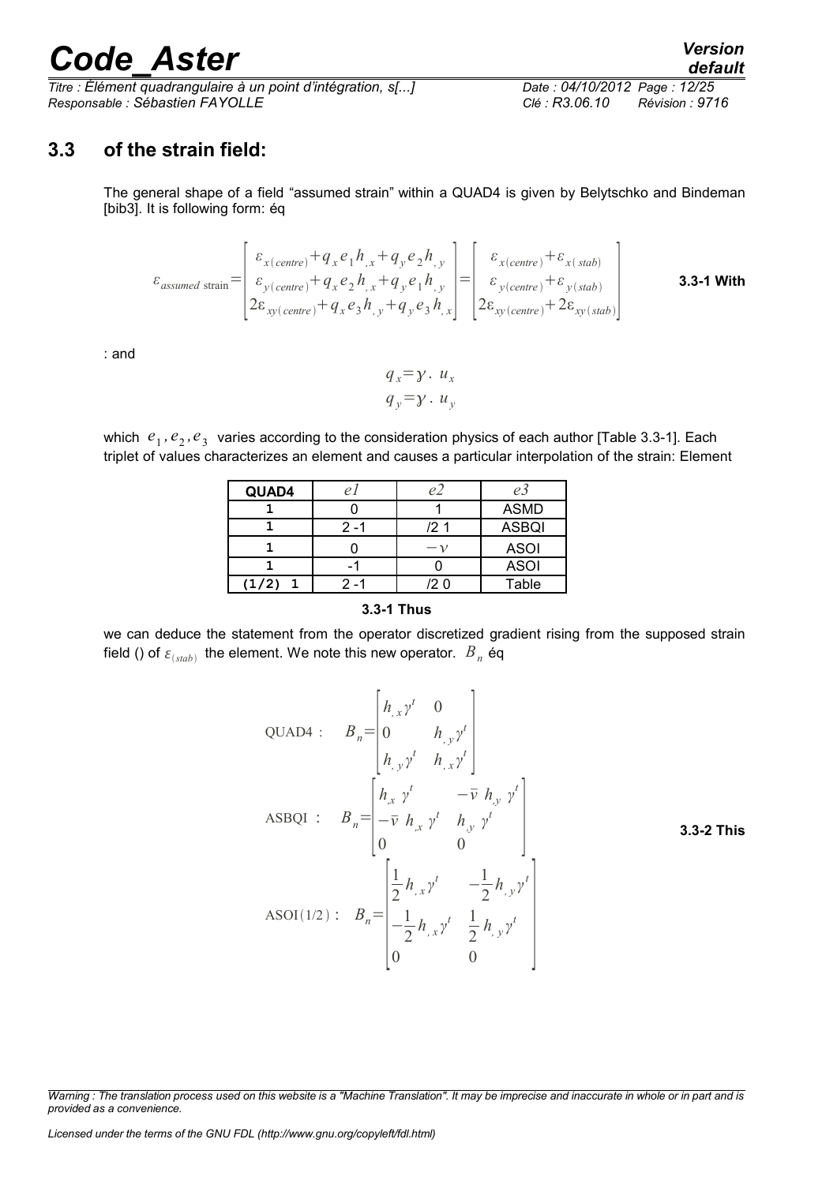## 3.3 of the strain field:

The general shape of a field "assumed strain" within a QUAD4 is given by Belytschko and Bindeman [bib3]. It is following form: éq

$$\varepsilon_{assumed\ \text{strain}} = \begin{bmatrix} \varepsilon_{x(centre)} + q_x e_1 h_{,x} + q_y e_2 h_{,y} \\ \varepsilon_{y(centre)} + q_x e_2 h_{,x} + q_y e_1 h_{,y} \\ 2\varepsilon_{xy(centre)} + q_x e_3 h_{,y} + q_y e_3 h_{,x} \end{bmatrix} = \begin{bmatrix} \varepsilon_{x(centre)} + \varepsilon_{x(stab)} \\ \varepsilon_{y(centre)} + \varepsilon_{y(stab)} \\ 2\varepsilon_{xy(centre)} + 2\varepsilon_{xy(stab)} \end{bmatrix}$$ **3.3-1 With**

: and

$$q_x = \gamma \,.\, u_x$$
$$q_y = \gamma \,.\, u_y$$

which $e_1, e_2, e_3$ varies according to the consideration physics of each author [Table 3.3-1]. Each triplet of values characterizes an element and causes a particular interpolation of the strain: Element

| QUAD4 | e1 | e2 | e3 |
|---|---|---|---|
| 1 | 0 | 1 | ASMD |
| 1 | 2 -1 | /2 1 | ASBQI |
| 1 | 0 | $-\nu$ | ASOI |
| 1 | -1 | 0 | ASOI |
| (1/2) 1 | 2 -1 | /2 0 | Table |

**3.3-1 Thus**

we can deduce the statement from the operator discretized gradient rising from the supposed strain field () of $\varepsilon_{(stab)}$ the element. We note this new operator. $B_n$ éq

$$\text{QUAD4 :} \quad B_n = \begin{bmatrix} h_{,x}\gamma^t & 0 \\ 0 & h_{,y}\gamma^t \\ h_{,y}\gamma^t & h_{,x}\gamma^t \end{bmatrix}$$

$$\text{ASBQI :} \quad B_n = \begin{bmatrix} h_{,x}\gamma^t & -\bar{\nu}\, h_{,y}\gamma^t \\ -\bar{\nu}\, h_{,x}\gamma^t & h_{,y}\gamma^t \\ 0 & 0 \end{bmatrix}$$ **3.3-2 This**

$$\text{ASOI}(1/2) : \quad B_n = \begin{bmatrix} \frac{1}{2} h_{,x}\gamma^t & -\frac{1}{2} h_{,y}\gamma^t \\ -\frac{1}{2} h_{,x}\gamma^t & \frac{1}{2} h_{,y}\gamma^t \\ 0 & 0 \end{bmatrix}$$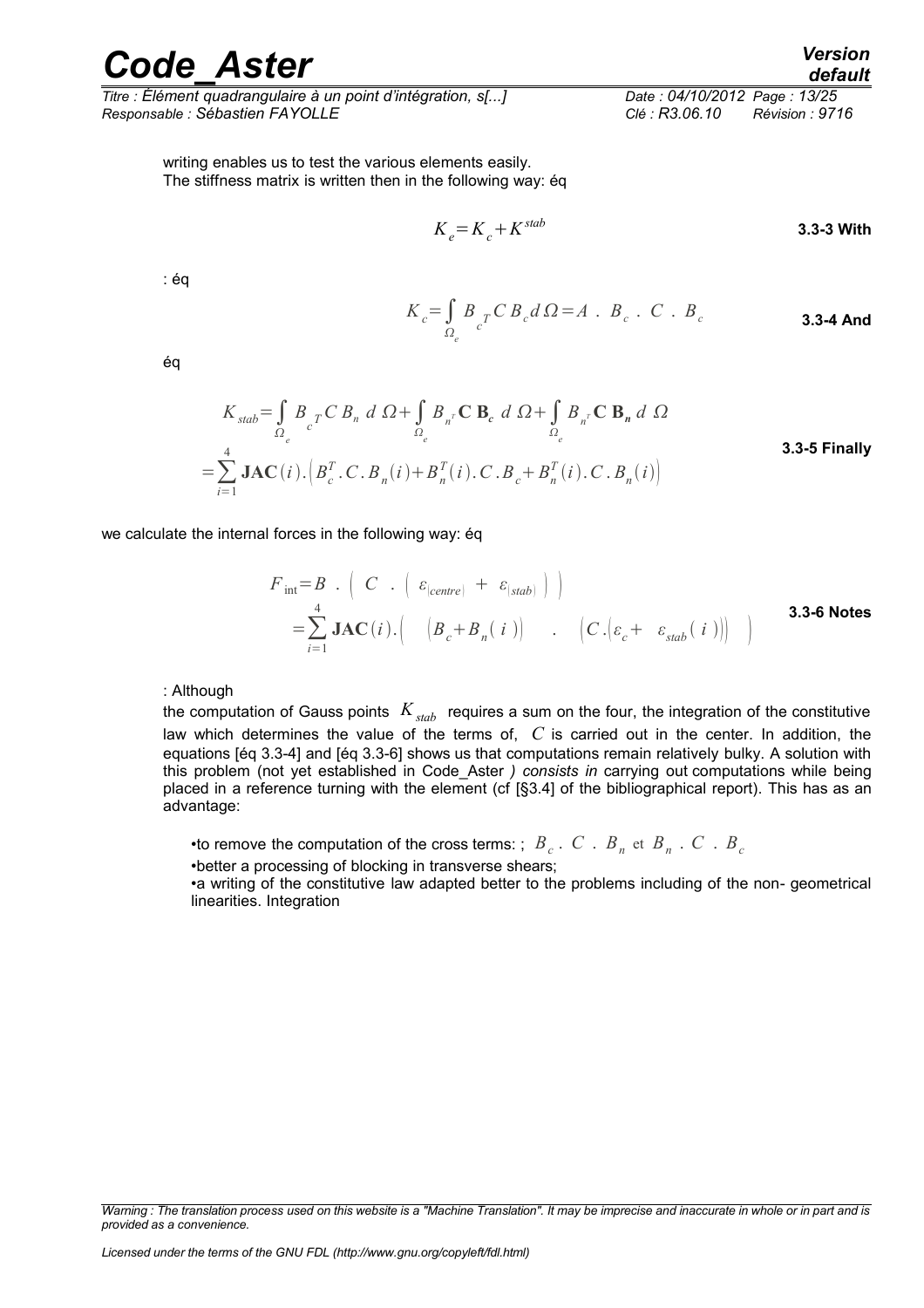writing enables us to test the various elements easily.
The stiffness matrix is written then in the following way: éq

$$K_e = K_c + K^{stab} \tag{3.3-3}$$

With : éq

$$K_c = \int_{\Omega_e} B_{c^T} C\, B_c\, d\Omega = A\ .\ B_c\ .\ C\ .\ B_c \tag{3.3-4}$$

And éq

$$\begin{aligned} K_{stab} &= \int_{\Omega_e} B_{c^T} C\, B_n\ d\,\Omega + \int_{\Omega_e} B_{n^T} \mathbf{C}\,\mathbf{B}_c\ d\,\Omega + \int_{\Omega_e} B_{n^T} \mathbf{C}\,\mathbf{B}_n\ d\,\Omega \\ &= \sum_{i=1}^{4} \mathbf{JAC}(i).\left(B_c^T.C.B_n(i) + B_n^T(i).C.B_c + B_n^T(i).C.B_n(i)\right) \end{aligned} \tag{3.3-5}$$

Finally we calculate the internal forces in the following way: éq

$$\begin{aligned} F_{\text{int}} &= B\ .\ \left(\ C\ .\ \left(\ \varepsilon_{|centre|}\ +\ \varepsilon_{|stab|}\ \right)\ \right) \\ &= \sum_{i=1}^{4} \mathbf{JAC}(i).\left(\quad \left(B_c + B_n(\ i\ )\right)\quad .\quad \left(C.\left(\varepsilon_c +\ \ \varepsilon_{stab}(\ i\ )\right)\right)\quad \right) \end{aligned} \tag{3.3-6}$$

Notes : Although the computation of Gauss points $K_{stab}$ requires a sum on the four, the integration of the constitutive law which determines the value of the terms of, $C$ is carried out in the center. In addition, the equations [éq 3.3-4] and [éq 3.3-6] shows us that computations remain relatively bulky. A solution with this problem (not yet established in Code_Aster *) consists in* carrying out computations while being placed in a reference turning with the element (cf [§3.4] of the bibliographical report). This has as an advantage:

- to remove the computation of the cross terms: ; $B_c\ .\ C\ .\ B_n$ et $B_n\ .\ C\ .\ B_c$
- better a processing of blocking in transverse shears;
- a writing of the constitutive law adapted better to the problems including of the non- geometrical linearities. Integration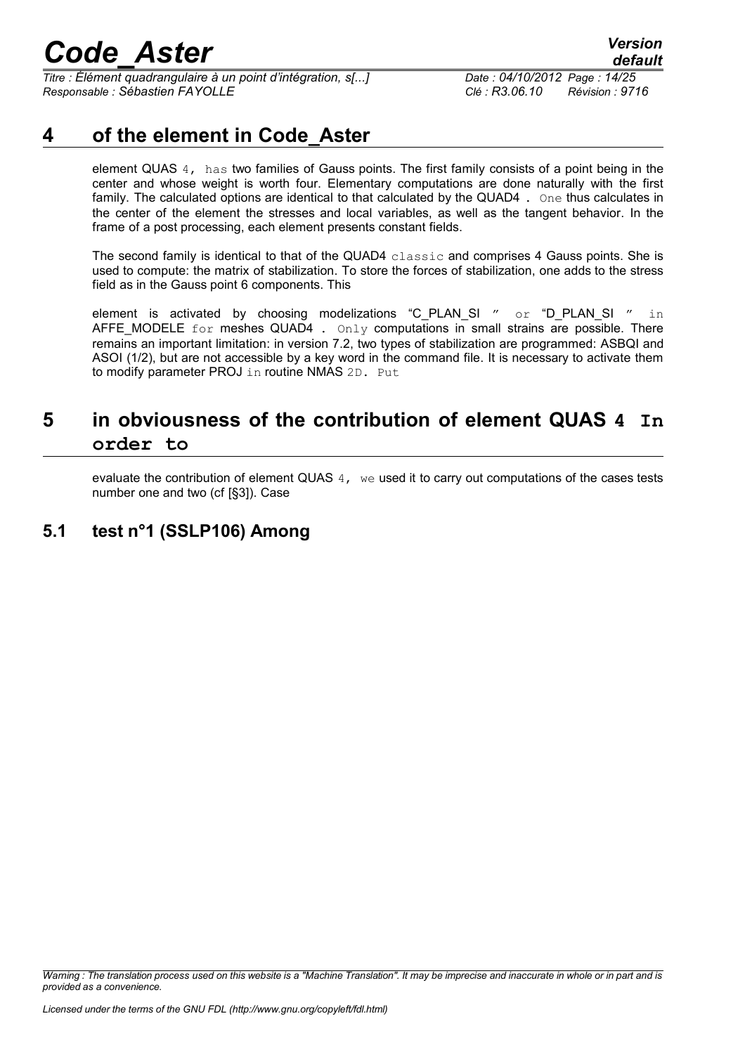## 4 of the element in Code_Aster

element QUAS 4, has two families of Gauss points. The first family consists of a point being in the center and whose weight is worth four. Elementary computations are done naturally with the first family. The calculated options are identical to that calculated by the QUAD4 . One thus calculates in the center of the element the stresses and local variables, as well as the tangent behavior. In the frame of a post processing, each element presents constant fields.

The second family is identical to that of the QUAD4 classic and comprises 4 Gauss points. She is used to compute: the matrix of stabilization. To store the forces of stabilization, one adds to the stress field as in the Gauss point 6 components. This

element is activated by choosing modelizations "C_PLAN_SI " or "D_PLAN_SI " in AFFE_MODELE for meshes QUAD4 . Only computations in small strains are possible. There remains an important limitation: in version 7.2, two types of stabilization are programmed: ASBQI and ASOI (1/2), but are not accessible by a key word in the command file. It is necessary to activate them to modify parameter PROJ in routine NMAS 2D. Put

## 5 in obviousness of the contribution of element QUAS 4 In order to

evaluate the contribution of element QUAS 4, we used it to carry out computations of the cases tests number one and two (cf [§3]). Case

### 5.1 test n°1 (SSLP106) Among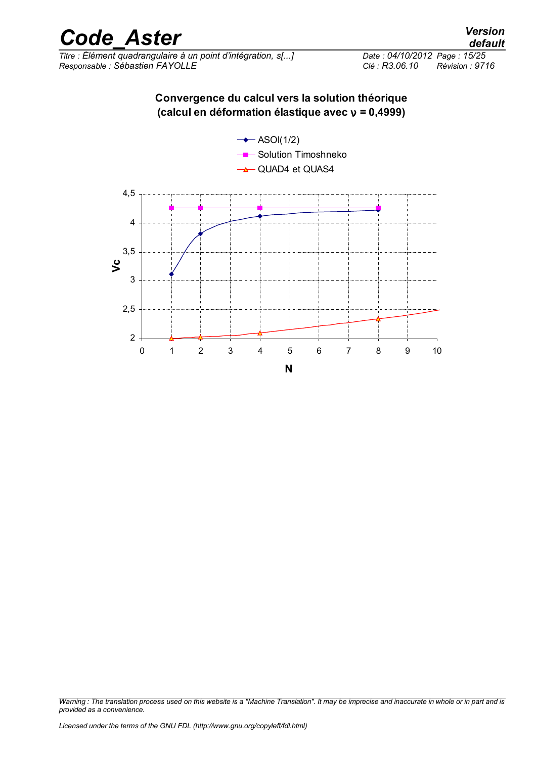**Convergence du calcul vers la solution théorique**
**(calcul en déformation élastique avec $\nu$ = 0,4999)**

- ASOI(1/2)
- Solution Timoshneko
- QUAD4 et QUAS4

Vc

N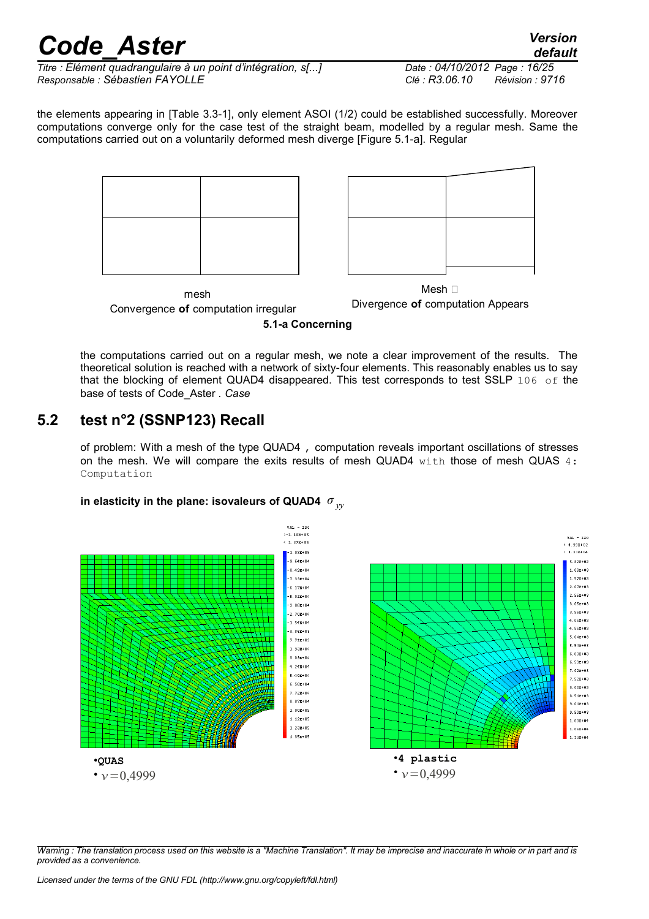the elements appearing in [Table 3.3-1], only element ASOI (1/2) could be established successfully. Moreover computations converge only for the case test of the straight beam, modelled by a regular mesh. Same the computations carried out on a voluntarily deformed mesh diverge [Figure 5.1-a]. Regular

mesh
Convergence **of** computation irregular

Mesh 
Divergence **of** computation Appears

**5.1-a Concerning**

the computations carried out on a regular mesh, we note a clear improvement of the results. The theoretical solution is reached with a network of sixty-four elements. This reasonably enables us to say that the blocking of element QUAD4 disappeared. This test corresponds to test SSLP 106 of the base of tests of Code_Aster . *Case*

## 5.2 test n°2 (SSNP123) Recall

of problem: With a mesh of the type QUAD4 , computation reveals important oscillations of stresses on the mesh. We will compare the exits results of mesh QUAD4 with those of mesh QUAS 4: Computation

**in elasticity in the plane: isovaleurs of QUAD4** $\sigma_{yy}$

- **QUAS**
- $\nu = 0{,}4999$

- **4 plastic**
- $\nu = 0{,}4999$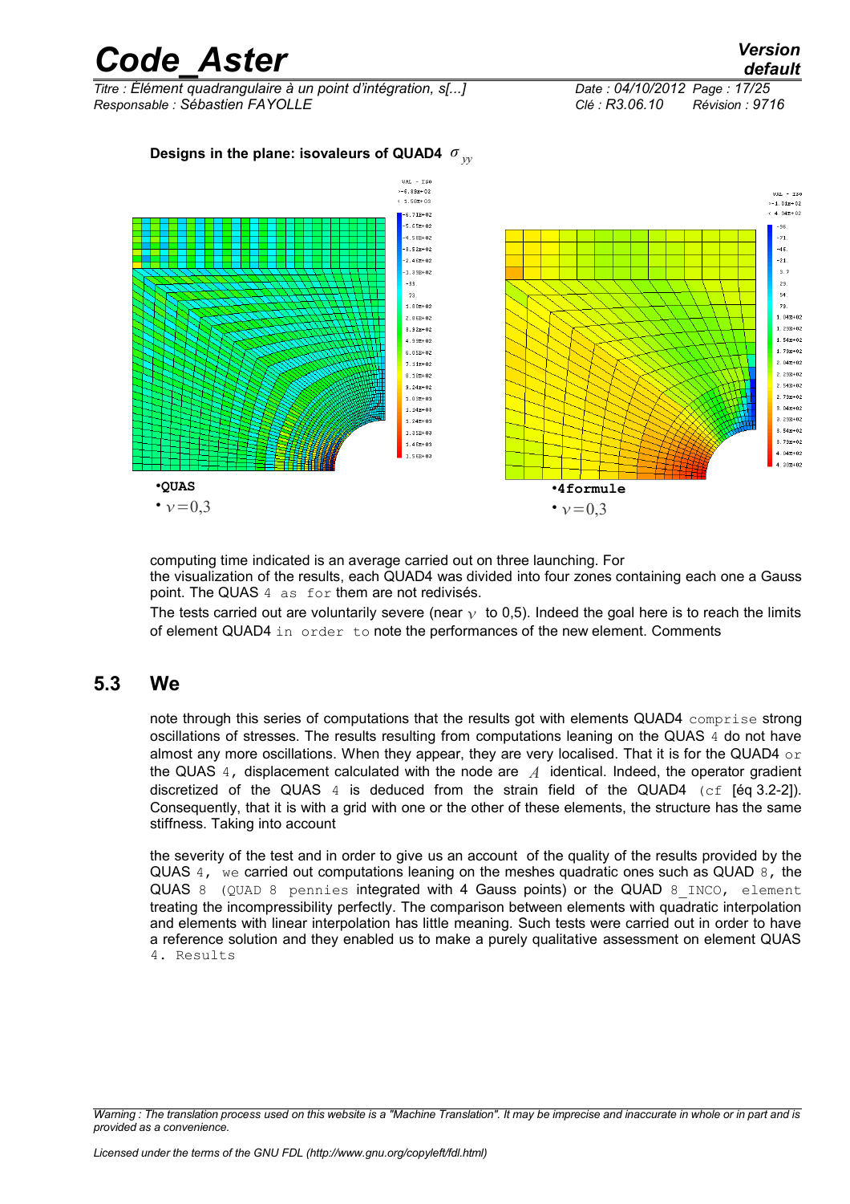**Designs in the plane: isovaleurs of QUAD4 $\sigma_{yy}$**

•**QUAS**
• $\nu=0,3$

•**4formule**
• $\nu=0,3$

computing time indicated is an average carried out on three launching. For the visualization of the results, each QUAD4 was divided into four zones containing each one a Gauss point. The QUAS 4 as for them are not redivisés.

The tests carried out are voluntarily severe (near $\nu$ to 0,5). Indeed the goal here is to reach the limits of element QUAD4 in order to note the performances of the new element. Comments

## 5.3 We

note through this series of computations that the results got with elements QUAD4 comprise strong oscillations of stresses. The results resulting from computations leaning on the QUAS 4 do not have almost any more oscillations. When they appear, they are very localised. That it is for the QUAD4 or the QUAS 4, displacement calculated with the node are $A$ identical. Indeed, the operator gradient discretized of the QUAS 4 is deduced from the strain field of the QUAD4 (cf [éq 3.2-2]). Consequently, that it is with a grid with one or the other of these elements, the structure has the same stiffness. Taking into account

the severity of the test and in order to give us an account of the quality of the results provided by the QUAS 4, we carried out computations leaning on the meshes quadratic ones such as QUAD 8, the QUAS 8 (QUAD 8 pennies integrated with 4 Gauss points) or the QUAD 8_INCO, element treating the incompressibility perfectly. The comparison between elements with quadratic interpolation and elements with linear interpolation has little meaning. Such tests were carried out in order to have a reference solution and they enabled us to make a purely qualitative assessment on element QUAS 4. Results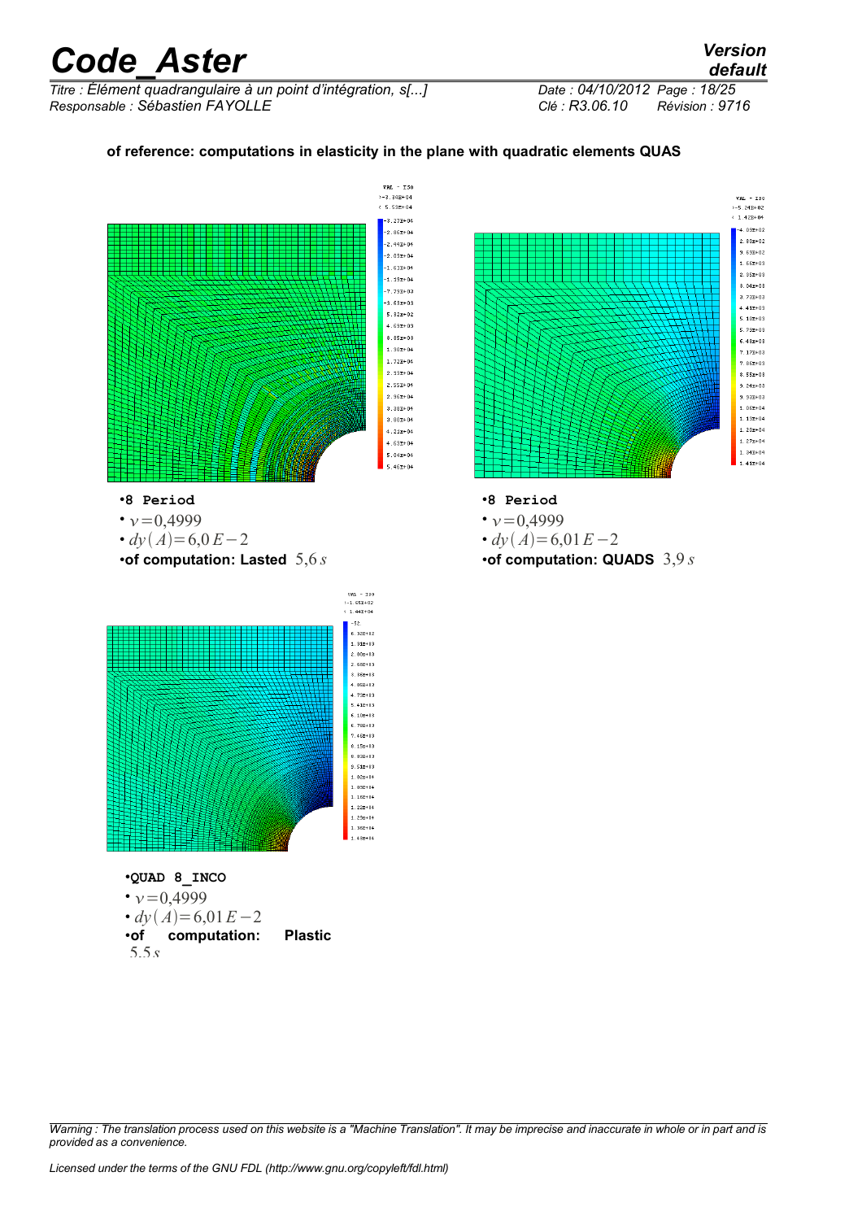**of reference: computations in elasticity in the plane with quadratic elements QUAS**

- **8 Period**
- $\nu = 0{,}4999$
- $dy(A) = 6{,}0\,E-2$
- **of computation: Lasted** $5{,}6\,s$

- **8 Period**
- $\nu = 0{,}4999$
- $dy(A) = 6{,}01\,E-2$
- **of computation: QUADS** $3{,}9\,s$

- **QUAD 8_INCO**
- $\nu = 0{,}4999$
- $dy(A) = 6{,}01\,E-2$
- **of computation: Plastic** $5{,}5\,s$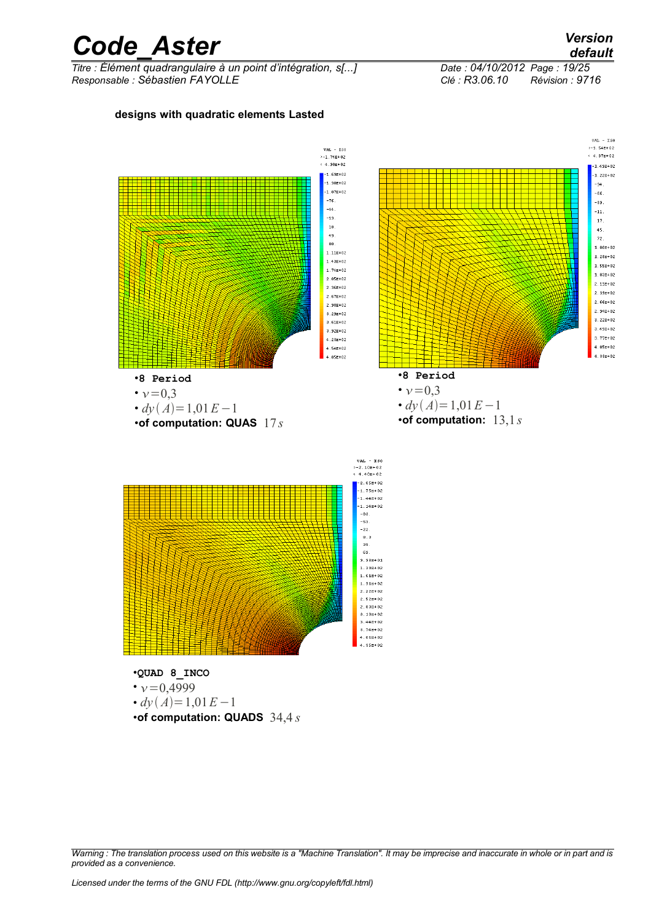**designs with quadratic elements Lasted**

- **8 Period**
- $\nu=0,3$
- $dy(A)=1,01E-1$
- **of computation: QUAS** $17\,s$

- **8 Period**
- $\nu=0,3$
- $dy(A)=1,01E-1$
- **of computation:** $13,1\,s$

- **QUAD 8_INCO**
- $\nu=0,4999$
- $dy(A)=1,01E-1$
- **of computation: QUADS** $34,4\,s$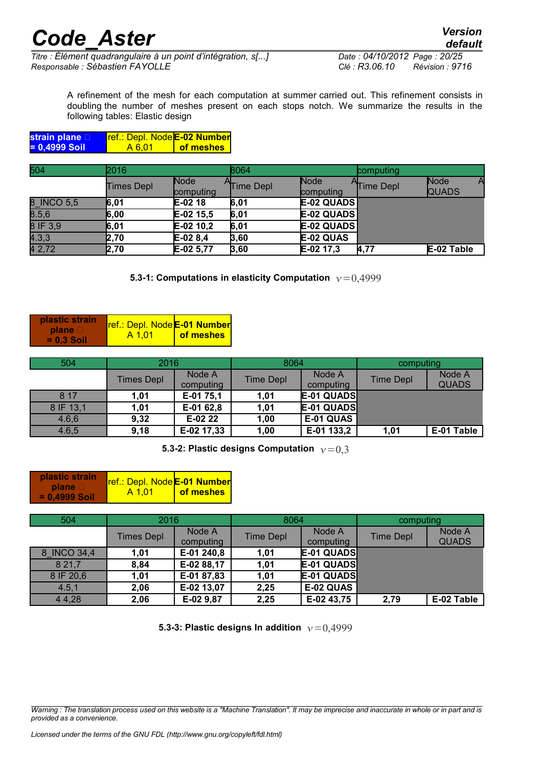A refinement of the mesh for each computation at summer carried out. This refinement consists in doubling the number of meshes present on each stops notch. We summarize the results in the following tables: Elastic design

| strain plane = 0,4999 Soil | ref.: Depl. Node A 6,01 | E-02 Number of meshes |
|---|---|---|

| 504 | 2016 | | 8064 | | computing | |
|---|---|---|---|---|---|---|
| | Times Depl | Node A computing | Time Depl | Node A computing | Time Depl | Node A QUADS |
| 8_INCO 5,5 | **6,01** | **E-02 18** | **6,01** | **E-02 QUADS** | | |
| 8.5,6 | **6,00** | **E-02 15,5** | **6,01** | **E-02 QUADS** | | |
| 8 IF 3,9 | **6,01** | **E-02 10,2** | **6,01** | **E-02 QUADS** | | |
| 4.3,3 | **2,70** | **E-02 8,4** | **3,60** | **E-02 QUAS** | | |
| 4 2,72 | **2,70** | **E-02 5,77** | **3,60** | **E-02 17,3** | **4,77** | **E-02 Table** |

**5.3-1: Computations in elasticity Computation** $\nu=0,4999$

| plastic strain plane = 0,3 Soil | ref.: Depl. Node A 1,01 | E-01 Number of meshes |
|---|---|---|

| 504 | 2016 | | 8064 | | computing | |
|---|---|---|---|---|---|---|
| | Times Depl | Node A computing | Time Depl | Node A computing | Time Depl | Node A QUADS |
| 8 17 | **1,01** | **E-01 75,1** | **1,01** | **E-01 QUADS** | | |
| 8 IF 13,1 | **1,01** | **E-01 62,8** | **1,01** | **E-01 QUADS** | | |
| 4.6,6 | **9,32** | **E-02 22** | **1,00** | **E-01 QUAS** | | |
| 4.6,5 | **9,18** | **E-02 17,33** | **1,00** | **E-01 133,2** | **1,01** | **E-01 Table** |

**5.3-2: Plastic designs Computation** $\nu=0,3$

| plastic strain plane = 0,4999 Soil | ref.: Depl. Node A 1,01 | E-01 Number of meshes |
|---|---|---|

| 504 | 2016 | | 8064 | | computing | |
|---|---|---|---|---|---|---|
| | Times Depl | Node A computing | Time Depl | Node A computing | Time Depl | Node A QUADS |
| 8_INCO 34,4 | **1,01** | **E-01 240,8** | **1,01** | **E-01 QUADS** | | |
| 8 21,7 | **8,84** | **E-02 88,17** | **1,01** | **E-01 QUADS** | | |
| 8 IF 20,6 | **1,01** | **E-01 87,83** | **1,01** | **E-01 QUADS** | | |
| 4.5,1 | **2,06** | **E-02 13,07** | **2,25** | **E-02 QUAS** | | |
| 4 4,28 | **2,06** | **E-02 9,87** | **2,25** | **E-02 43,75** | **2,79** | **E-02 Table** |

**5.3-3: Plastic designs In addition** $\nu=0,4999$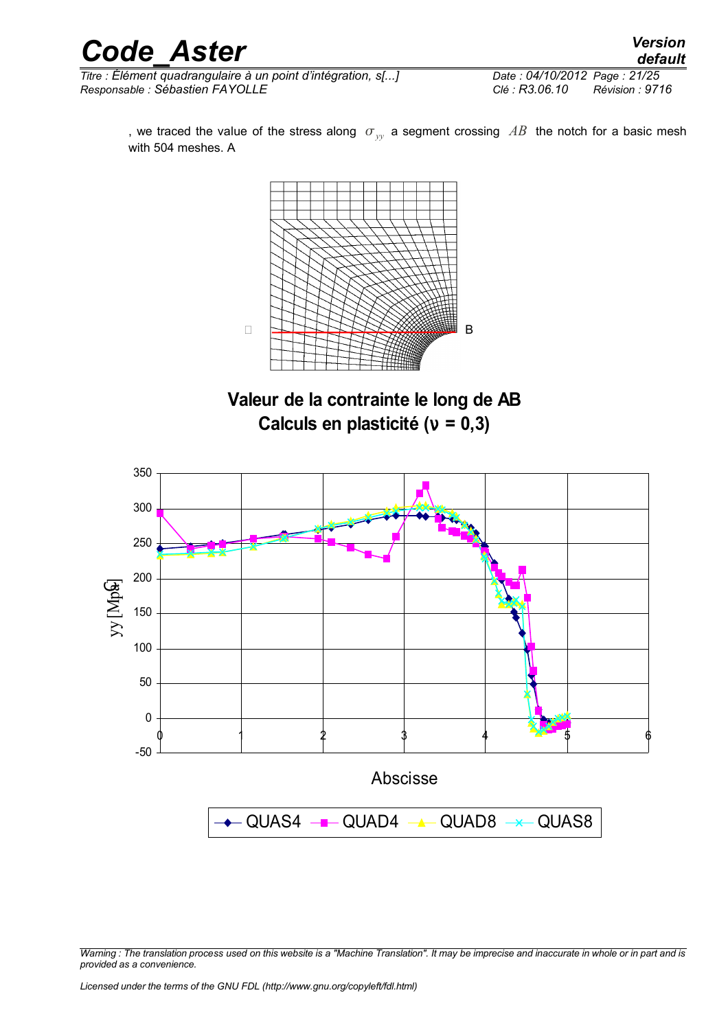, we traced the value of the stress along $\sigma_{yy}$ a segment crossing $AB$ the notch for a basic mesh with 504 meshes. A

**Valeur de la contrainte le long de AB**
**Calculs en plasticité (ν = 0,3)**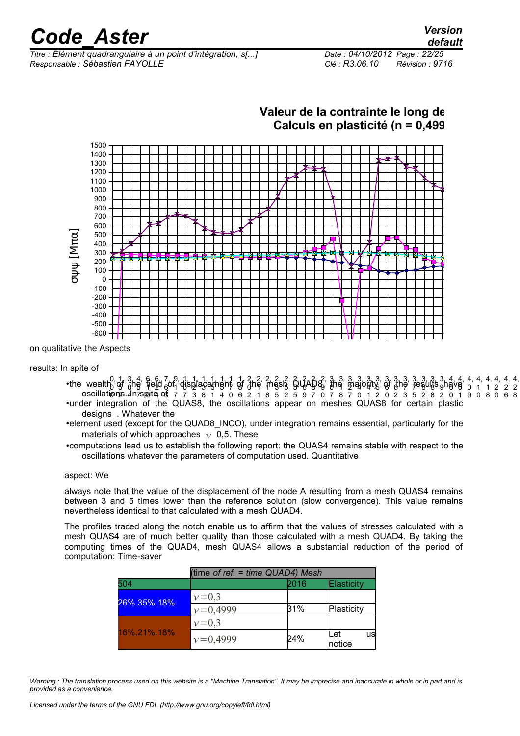**Valeur de la contrainte le long de**
**Calculs en plasticité (n = 0,499**

σψψ [Μπα]

on qualitative the Aspects

results: In spite of

- the wealth of the field of displacement of the mesh QUAD8, the majority of the results have oscillations. In spite of
- under integration of the QUAS8, the oscillations appear on meshes QUAS8 for certain plastic designs . Whatever the
- element used (except for the QUAD8_INCO), under integration remains essential, particularly for the materials of which approaches $\nu$ 0,5. These
- computations lead us to establish the following report: the QUAS4 remains stable with respect to the oscillations whatever the parameters of computation used. Quantitative

aspect: We

always note that the value of the displacement of the node A resulting from a mesh QUAS4 remains between 3 and 5 times lower than the reference solution (slow convergence). This value remains nevertheless identical to that calculated with a mesh QUAD4.

The profiles traced along the notch enable us to affirm that the values of stresses calculated with a mesh QUAS4 are of much better quality than those calculated with a mesh QUAD4. By taking the computing times of the QUAD4, mesh QUAS4 allows a substantial reduction of the period of computation: Time-saver

| | (time *of ref. = time QUAD4)* Mesh | | |
|---|---|---|---|
| 504 | | 2016 | Elasticity |
| 26%.35%.18% | $\nu=0,3$ | | |
| | $\nu=0,4999$ | 31% | Plasticity |
| 16%.21%.18% | $\nu=0,3$ | | |
| | $\nu=0,4999$ | 24% | Let us notice |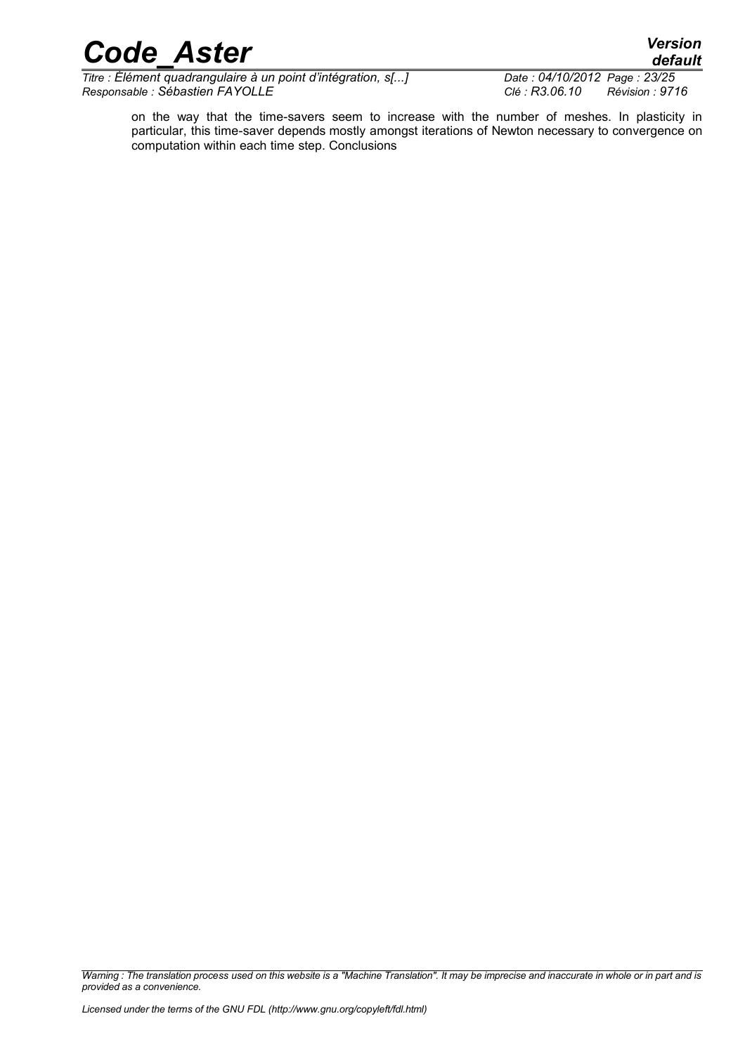on the way that the time-savers seem to increase with the number of meshes. In plasticity in particular, this time-saver depends mostly amongst iterations of Newton necessary to convergence on computation within each time step. Conclusions

*Warning : The translation process used on this website is a "Machine Translation". It may be imprecise and inaccurate in whole or in part and is provided as a convenience.*

*Licensed under the terms of the GNU FDL (http://www.gnu.org/copyleft/fdl.html)*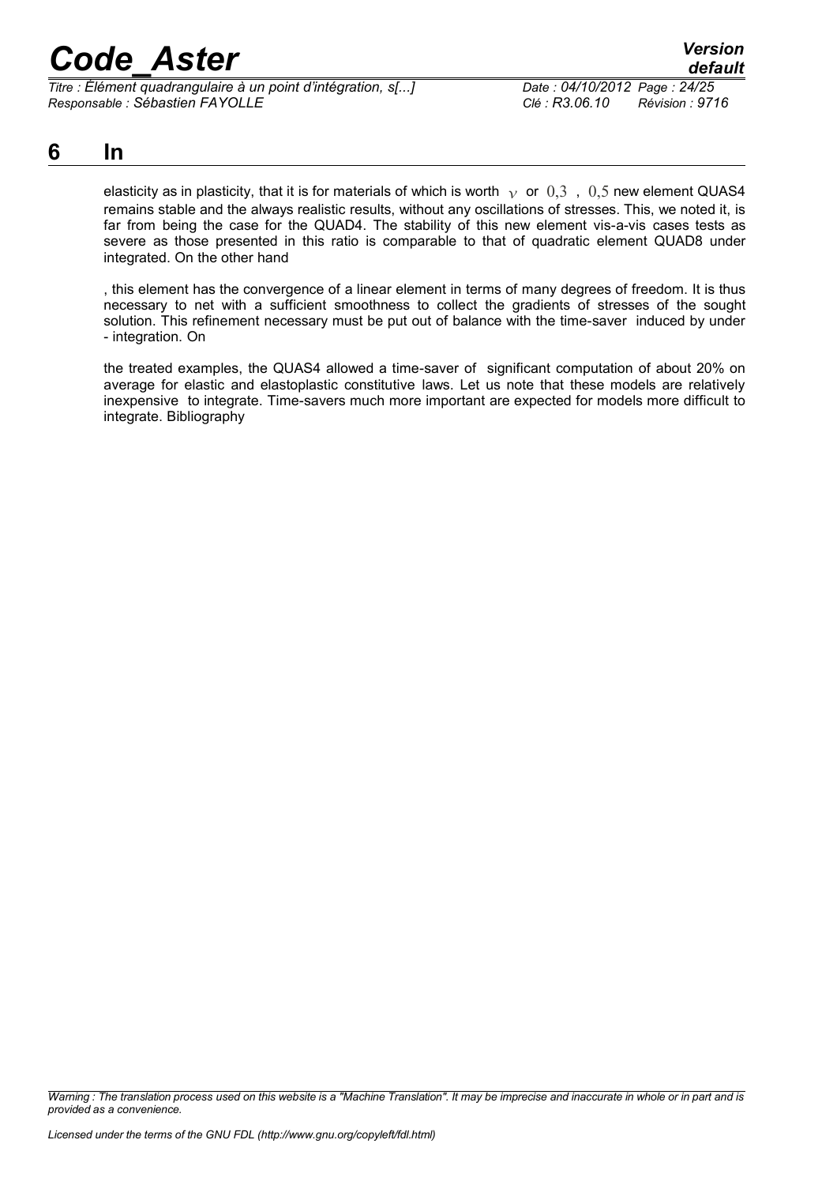# 6 In

elasticity as in plasticity, that it is for materials of which is worth $\nu$ or $0{,}3$ , $0{,}5$ new element QUAS4 remains stable and the always realistic results, without any oscillations of stresses. This, we noted it, is far from being the case for the QUAD4. The stability of this new element vis-a-vis cases tests as severe as those presented in this ratio is comparable to that of quadratic element QUAD8 under integrated. On the other hand

, this element has the convergence of a linear element in terms of many degrees of freedom. It is thus necessary to net with a sufficient smoothness to collect the gradients of stresses of the sought solution. This refinement necessary must be put out of balance with the time-saver induced by under - integration. On

the treated examples, the QUAS4 allowed a time-saver of significant computation of about 20% on average for elastic and elastoplastic constitutive laws. Let us note that these models are relatively inexpensive to integrate. Time-savers much more important are expected for models more difficult to integrate. Bibliography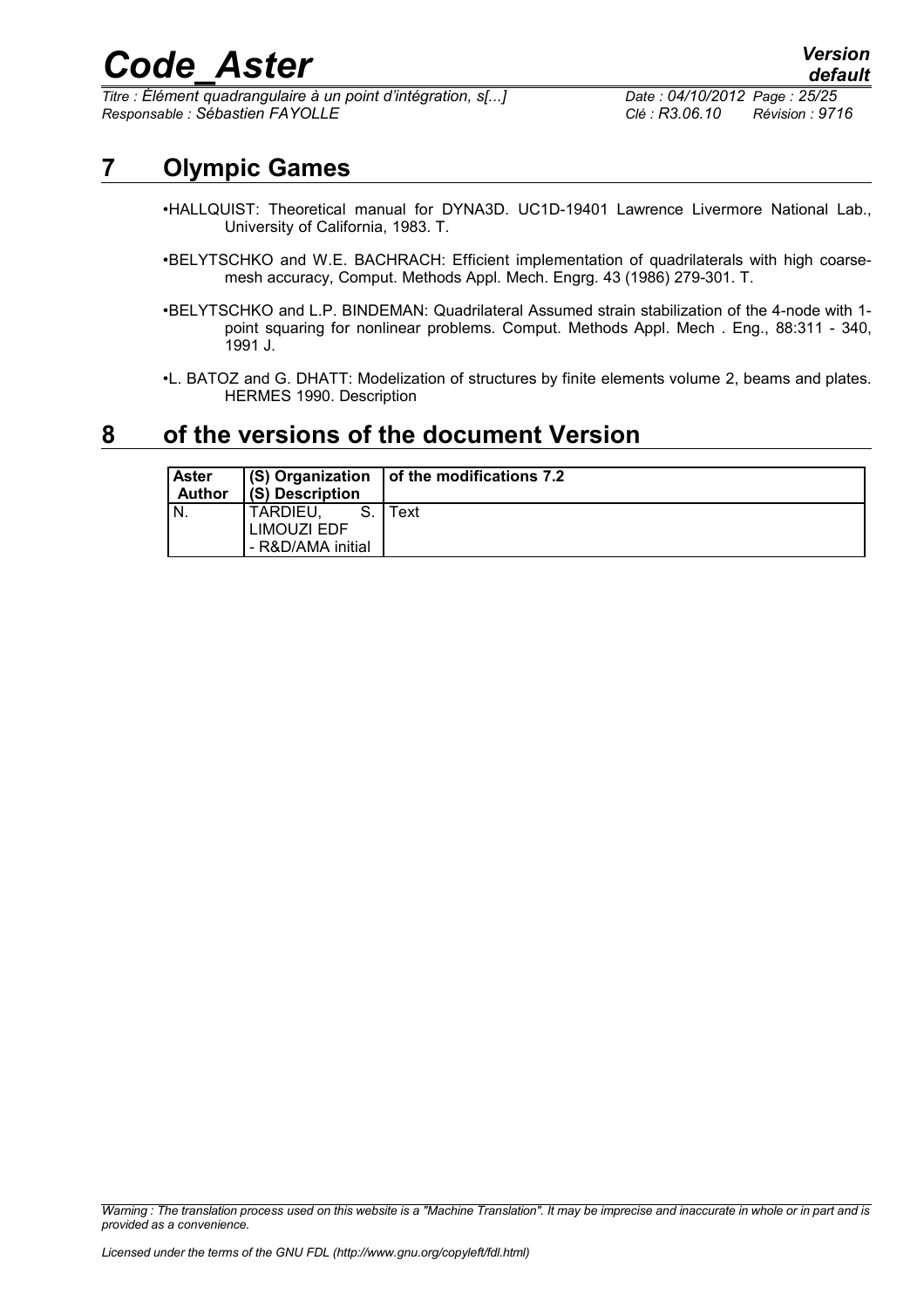# 7 Olympic Games

- HALLQUIST: Theoretical manual for DYNA3D. UC1D-19401 Lawrence Livermore National Lab., University of California, 1983. T.
- BELYTSCHKO and W.E. BACHRACH: Efficient implementation of quadrilaterals with high coarse-mesh accuracy, Comput. Methods Appl. Mech. Engrg. 43 (1986) 279-301. T.
- BELYTSCHKO and L.P. BINDEMAN: Quadrilateral Assumed strain stabilization of the 4-node with 1-point squaring for nonlinear problems. Comput. Methods Appl. Mech . Eng., 88:311 - 340, 1991 J.
- L. BATOZ and G. DHATT: Modelization of structures by finite elements volume 2, beams and plates. HERMES 1990. Description

# 8 of the versions of the document Version

| Aster Author | (S) Organization (S) Description | of the modifications 7.2 |
|---|---|---|
| N. | TARDIEU, S. LIMOUZI EDF - R&D/AMA initial | Text |